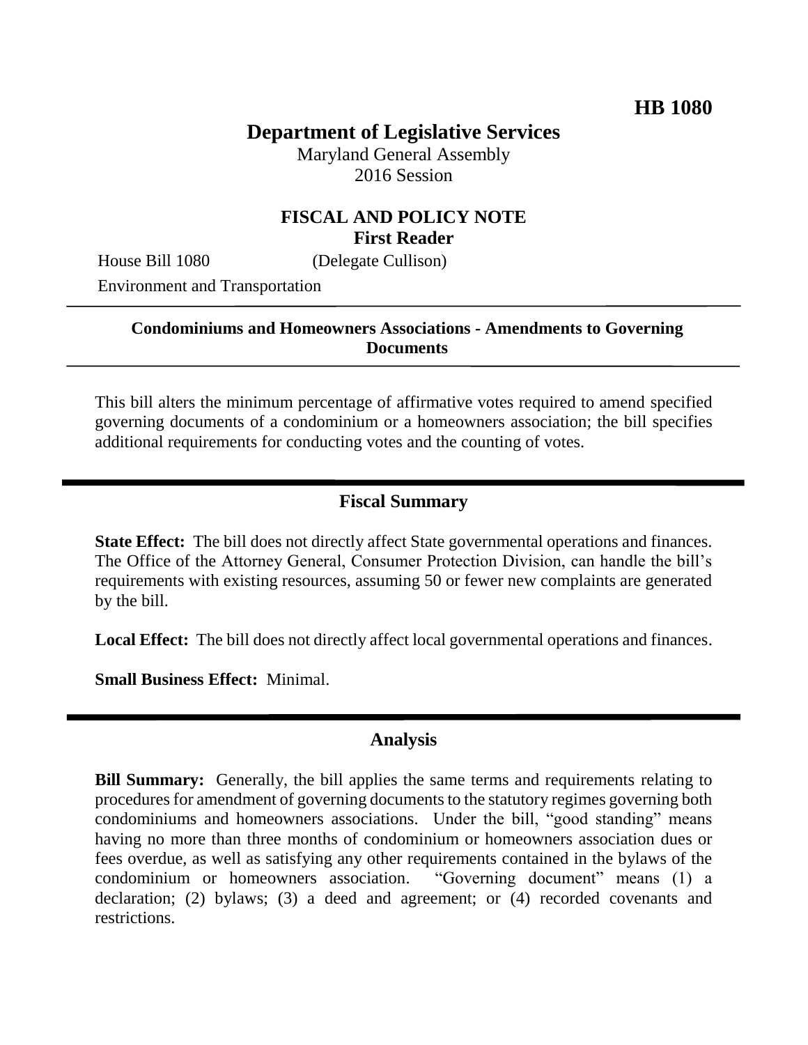**HB 1080**

# Department of Legislative Services

Maryland General Assembly
2016 Session

## FISCAL AND POLICY NOTE
**First Reader**

House Bill 1080 (Delegate Cullison)
Environment and Transportation

---

**Condominiums and Homeowners Associations - Amendments to Governing Documents**

---

This bill alters the minimum percentage of affirmative votes required to amend specified governing documents of a condominium or a homeowners association; the bill specifies additional requirements for conducting votes and the counting of votes.

---

## Fiscal Summary

**State Effect:** The bill does not directly affect State governmental operations and finances. The Office of the Attorney General, Consumer Protection Division, can handle the bill's requirements with existing resources, assuming 50 or fewer new complaints are generated by the bill.

**Local Effect:** The bill does not directly affect local governmental operations and finances.

**Small Business Effect:** Minimal.

---

## Analysis

**Bill Summary:** Generally, the bill applies the same terms and requirements relating to procedures for amendment of governing documents to the statutory regimes governing both condominiums and homeowners associations. Under the bill, "good standing" means having no more than three months of condominium or homeowners association dues or fees overdue, as well as satisfying any other requirements contained in the bylaws of the condominium or homeowners association. "Governing document" means (1) a declaration; (2) bylaws; (3) a deed and agreement; or (4) recorded covenants and restrictions.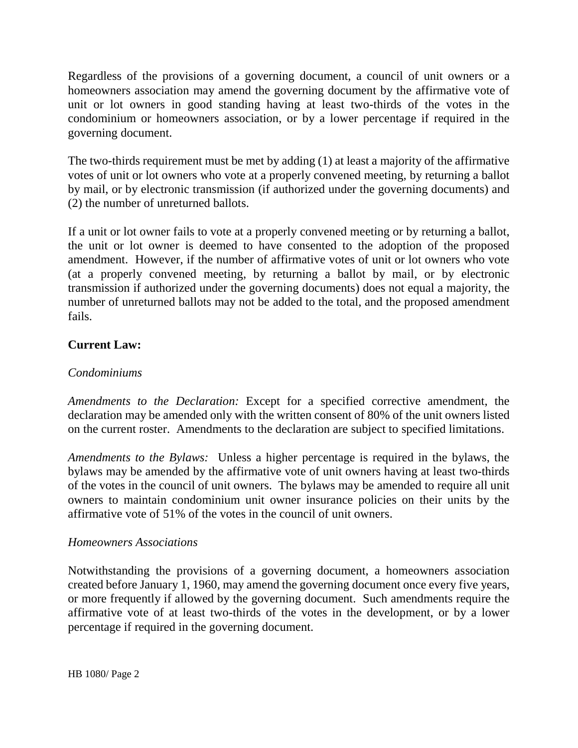Regardless of the provisions of a governing document, a council of unit owners or a homeowners association may amend the governing document by the affirmative vote of unit or lot owners in good standing having at least two-thirds of the votes in the condominium or homeowners association, or by a lower percentage if required in the governing document.

The two-thirds requirement must be met by adding (1) at least a majority of the affirmative votes of unit or lot owners who vote at a properly convened meeting, by returning a ballot by mail, or by electronic transmission (if authorized under the governing documents) and (2) the number of unreturned ballots.

If a unit or lot owner fails to vote at a properly convened meeting or by returning a ballot, the unit or lot owner is deemed to have consented to the adoption of the proposed amendment. However, if the number of affirmative votes of unit or lot owners who vote (at a properly convened meeting, by returning a ballot by mail, or by electronic transmission if authorized under the governing documents) does not equal a majority, the number of unreturned ballots may not be added to the total, and the proposed amendment fails.

**Current Law:**

*Condominiums*

*Amendments to the Declaration:* Except for a specified corrective amendment, the declaration may be amended only with the written consent of 80% of the unit owners listed on the current roster. Amendments to the declaration are subject to specified limitations.

*Amendments to the Bylaws:* Unless a higher percentage is required in the bylaws, the bylaws may be amended by the affirmative vote of unit owners having at least two-thirds of the votes in the council of unit owners. The bylaws may be amended to require all unit owners to maintain condominium unit owner insurance policies on their units by the affirmative vote of 51% of the votes in the council of unit owners.

*Homeowners Associations*

Notwithstanding the provisions of a governing document, a homeowners association created before January 1, 1960, may amend the governing document once every five years, or more frequently if allowed by the governing document. Such amendments require the affirmative vote of at least two-thirds of the votes in the development, or by a lower percentage if required in the governing document.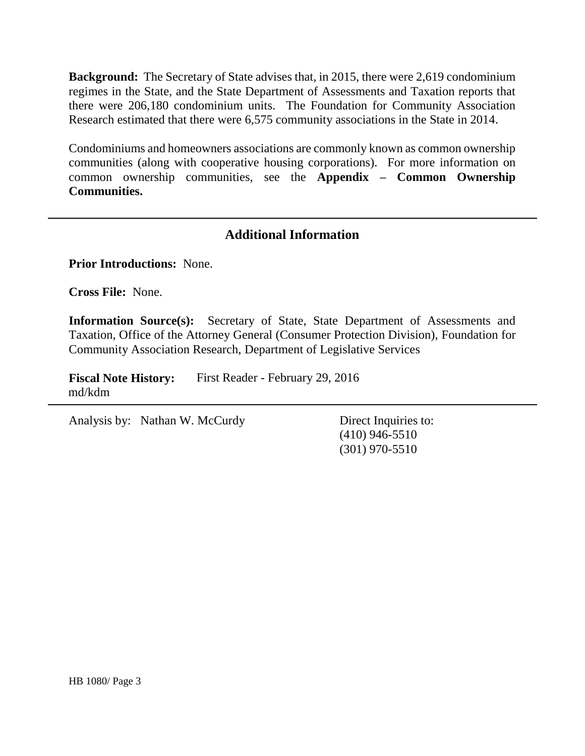**Background:** The Secretary of State advises that, in 2015, there were 2,619 condominium regimes in the State, and the State Department of Assessments and Taxation reports that there were 206,180 condominium units. The Foundation for Community Association Research estimated that there were 6,575 community associations in the State in 2014.

Condominiums and homeowners associations are commonly known as common ownership communities (along with cooperative housing corporations). For more information on common ownership communities, see the **Appendix – Common Ownership Communities.**

---

## Additional Information

**Prior Introductions:** None.

**Cross File:** None.

**Information Source(s):** Secretary of State, State Department of Assessments and Taxation, Office of the Attorney General (Consumer Protection Division), Foundation for Community Association Research, Department of Legislative Services

**Fiscal Note History:** First Reader - February 29, 2016
md/kdm

---

Analysis by: Nathan W. McCurdy

Direct Inquiries to:
(410) 946-5510
(301) 970-5510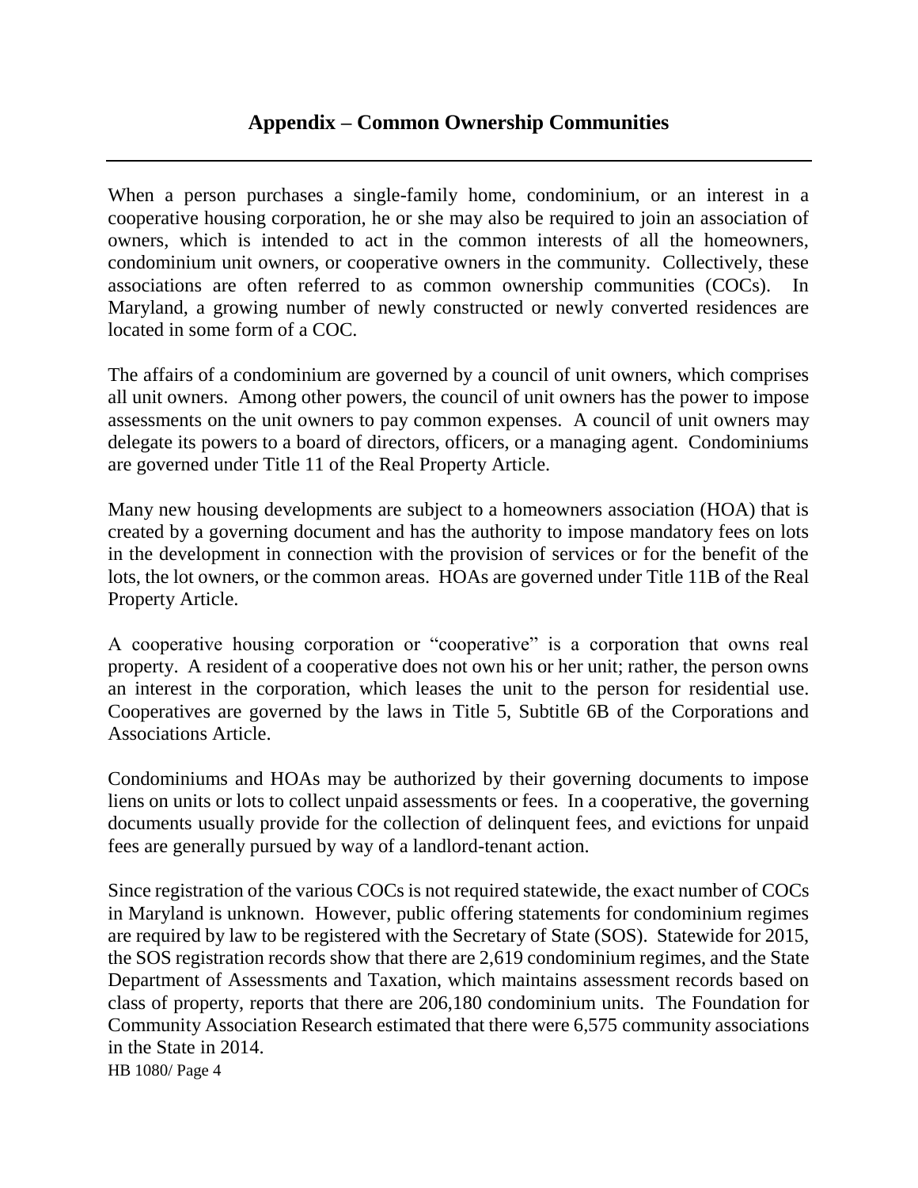## Appendix – Common Ownership Communities

When a person purchases a single-family home, condominium, or an interest in a cooperative housing corporation, he or she may also be required to join an association of owners, which is intended to act in the common interests of all the homeowners, condominium unit owners, or cooperative owners in the community. Collectively, these associations are often referred to as common ownership communities (COCs). In Maryland, a growing number of newly constructed or newly converted residences are located in some form of a COC.

The affairs of a condominium are governed by a council of unit owners, which comprises all unit owners. Among other powers, the council of unit owners has the power to impose assessments on the unit owners to pay common expenses. A council of unit owners may delegate its powers to a board of directors, officers, or a managing agent. Condominiums are governed under Title 11 of the Real Property Article.

Many new housing developments are subject to a homeowners association (HOA) that is created by a governing document and has the authority to impose mandatory fees on lots in the development in connection with the provision of services or for the benefit of the lots, the lot owners, or the common areas. HOAs are governed under Title 11B of the Real Property Article.

A cooperative housing corporation or "cooperative" is a corporation that owns real property. A resident of a cooperative does not own his or her unit; rather, the person owns an interest in the corporation, which leases the unit to the person for residential use. Cooperatives are governed by the laws in Title 5, Subtitle 6B of the Corporations and Associations Article.

Condominiums and HOAs may be authorized by their governing documents to impose liens on units or lots to collect unpaid assessments or fees. In a cooperative, the governing documents usually provide for the collection of delinquent fees, and evictions for unpaid fees are generally pursued by way of a landlord-tenant action.

Since registration of the various COCs is not required statewide, the exact number of COCs in Maryland is unknown. However, public offering statements for condominium regimes are required by law to be registered with the Secretary of State (SOS). Statewide for 2015, the SOS registration records show that there are 2,619 condominium regimes, and the State Department of Assessments and Taxation, which maintains assessment records based on class of property, reports that there are 206,180 condominium units. The Foundation for Community Association Research estimated that there were 6,575 community associations in the State in 2014.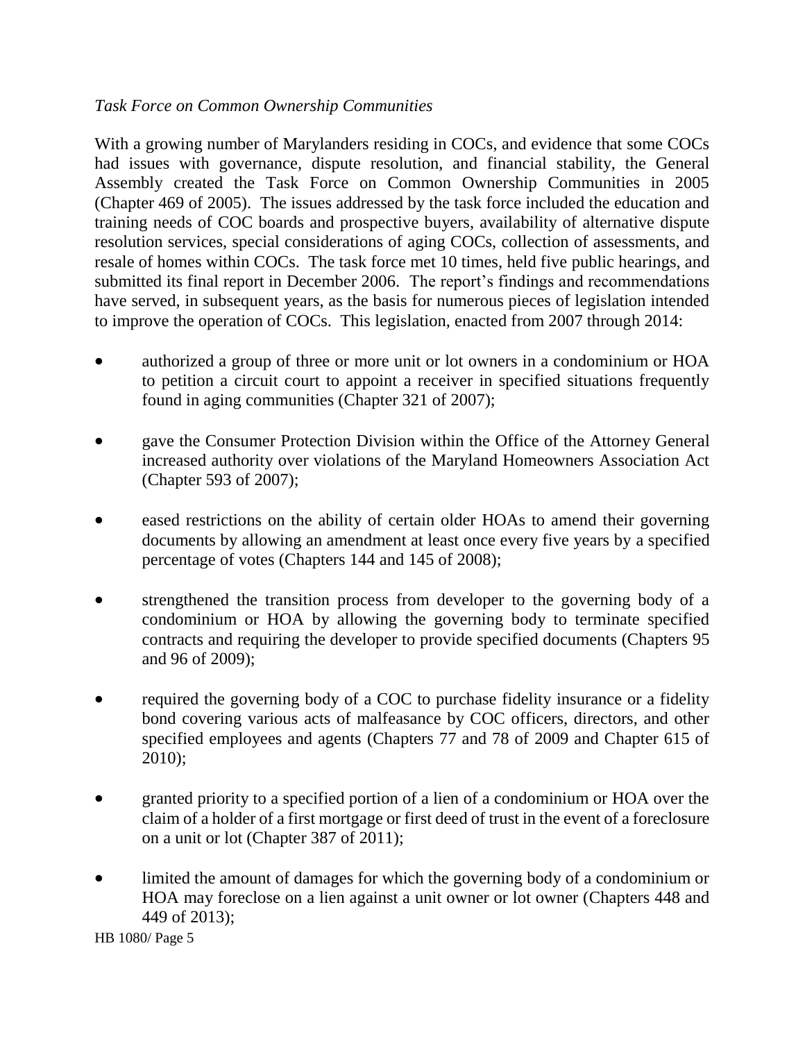*Task Force on Common Ownership Communities*

With a growing number of Marylanders residing in COCs, and evidence that some COCs had issues with governance, dispute resolution, and financial stability, the General Assembly created the Task Force on Common Ownership Communities in 2005 (Chapter 469 of 2005). The issues addressed by the task force included the education and training needs of COC boards and prospective buyers, availability of alternative dispute resolution services, special considerations of aging COCs, collection of assessments, and resale of homes within COCs. The task force met 10 times, held five public hearings, and submitted its final report in December 2006. The report's findings and recommendations have served, in subsequent years, as the basis for numerous pieces of legislation intended to improve the operation of COCs. This legislation, enacted from 2007 through 2014:

- authorized a group of three or more unit or lot owners in a condominium or HOA to petition a circuit court to appoint a receiver in specified situations frequently found in aging communities (Chapter 321 of 2007);
- gave the Consumer Protection Division within the Office of the Attorney General increased authority over violations of the Maryland Homeowners Association Act (Chapter 593 of 2007);
- eased restrictions on the ability of certain older HOAs to amend their governing documents by allowing an amendment at least once every five years by a specified percentage of votes (Chapters 144 and 145 of 2008);
- strengthened the transition process from developer to the governing body of a condominium or HOA by allowing the governing body to terminate specified contracts and requiring the developer to provide specified documents (Chapters 95 and 96 of 2009);
- required the governing body of a COC to purchase fidelity insurance or a fidelity bond covering various acts of malfeasance by COC officers, directors, and other specified employees and agents (Chapters 77 and 78 of 2009 and Chapter 615 of 2010);
- granted priority to a specified portion of a lien of a condominium or HOA over the claim of a holder of a first mortgage or first deed of trust in the event of a foreclosure on a unit or lot (Chapter 387 of 2011);
- limited the amount of damages for which the governing body of a condominium or HOA may foreclose on a lien against a unit owner or lot owner (Chapters 448 and 449 of 2013);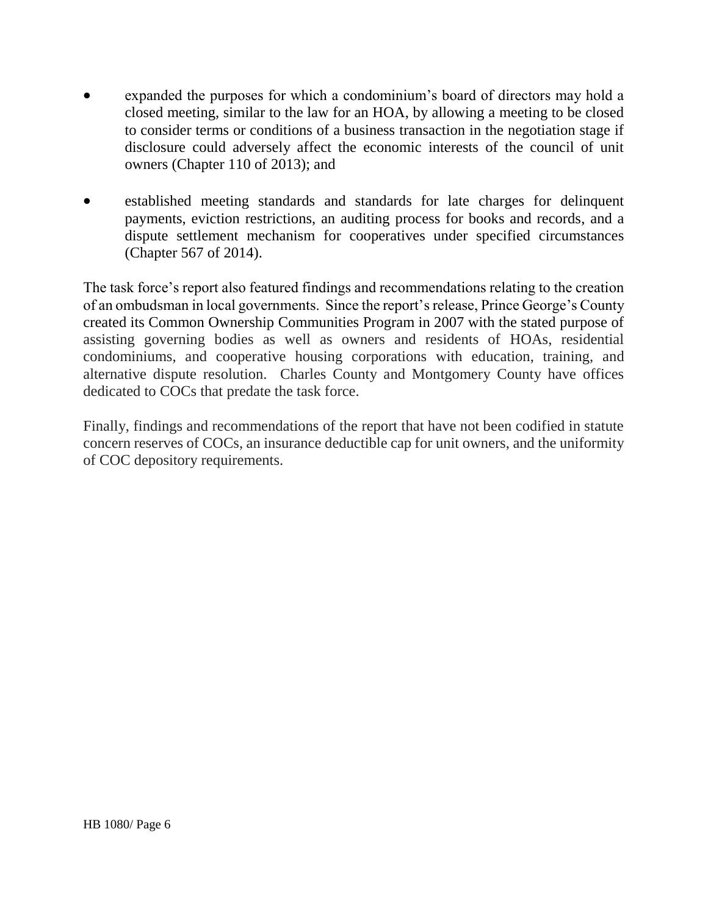- expanded the purposes for which a condominium's board of directors may hold a closed meeting, similar to the law for an HOA, by allowing a meeting to be closed to consider terms or conditions of a business transaction in the negotiation stage if disclosure could adversely affect the economic interests of the council of unit owners (Chapter 110 of 2013); and
- established meeting standards and standards for late charges for delinquent payments, eviction restrictions, an auditing process for books and records, and a dispute settlement mechanism for cooperatives under specified circumstances (Chapter 567 of 2014).

The task force's report also featured findings and recommendations relating to the creation of an ombudsman in local governments. Since the report's release, Prince George's County created its Common Ownership Communities Program in 2007 with the stated purpose of assisting governing bodies as well as owners and residents of HOAs, residential condominiums, and cooperative housing corporations with education, training, and alternative dispute resolution. Charles County and Montgomery County have offices dedicated to COCs that predate the task force.

Finally, findings and recommendations of the report that have not been codified in statute concern reserves of COCs, an insurance deductible cap for unit owners, and the uniformity of COC depository requirements.